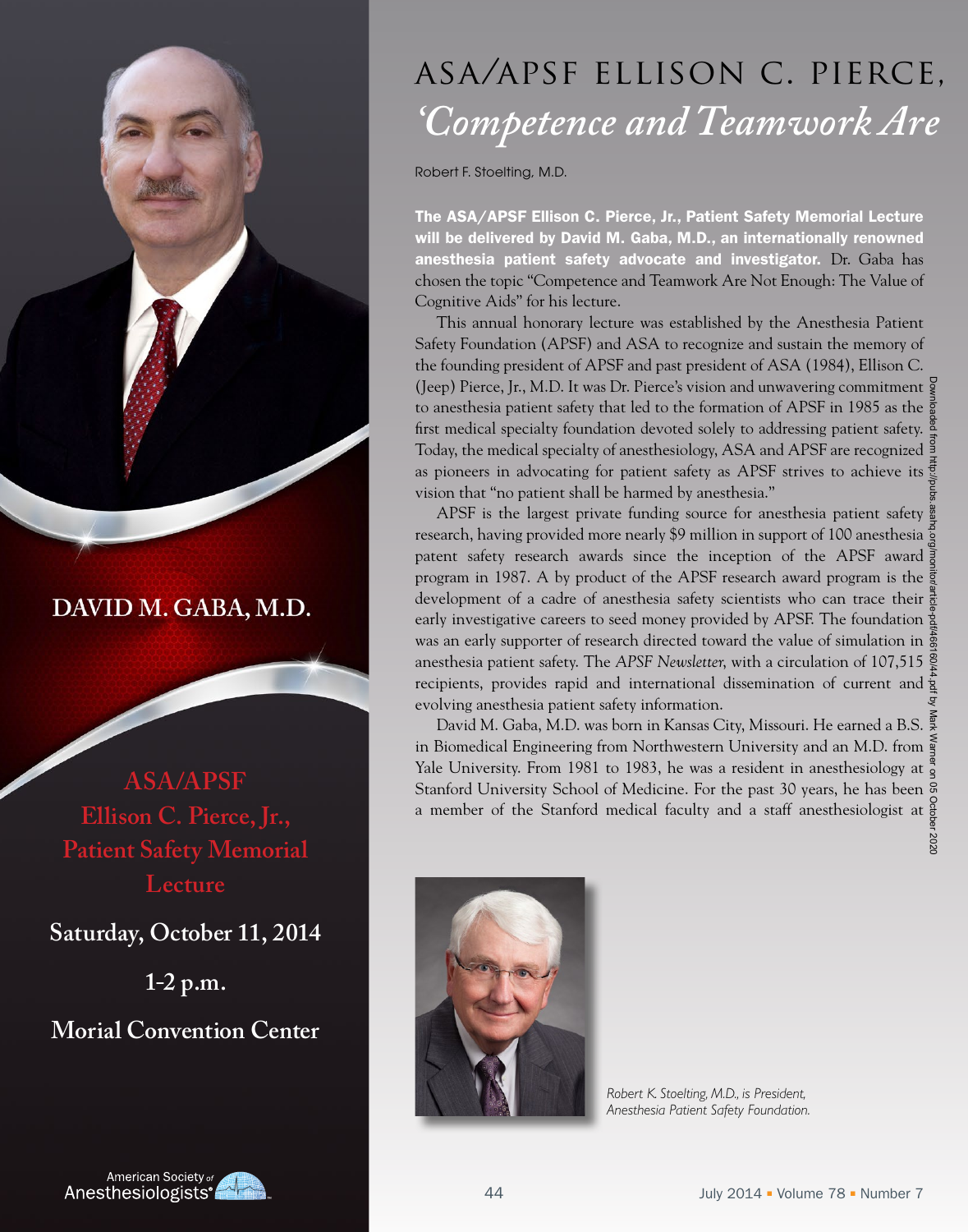# ASA/APSF Ellison C. Pierce,

## *'Competence and Teamwork Are*

Robert F. Stoelting, M.D.

**DAVID M. GABA, M.D.**

**ASA/APSF Ellison C. Pierce, Jr., Patient Safety Memorial Lecture**

**Saturday, October 11, 2014**

**1-2 p.m.**

**Morial Convention Center**

**The ASA/APSF Ellison C. Pierce, Jr., Patient Safety Memorial Lecture will be delivered by David M. Gaba, M.D., an internationally renowned anesthesia patient safety advocate and investigator.** Dr. Gaba has chosen the topic "Competence and Teamwork Are Not Enough: The Value of Cognitive Aids" for his lecture.

This annual honorary lecture was established by the Anesthesia Patient Safety Foundation (APSF) and ASA to recognize and sustain the memory of the founding president of APSF and past president of ASA (1984), Ellison C. (Jeep) Pierce, Jr., M.D. It was Dr. Pierce's vision and unwavering commitment to anesthesia patient safety that led to the formation of APSF in 1985 as the first medical specialty foundation devoted solely to addressing patient safety. Today, the medical specialty of anesthesiology, ASA and APSF are recognized as pioneers in advocating for patient safety as APSF strives to achieve its vision that "no patient shall be harmed by anesthesia."

APSF is the largest private funding source for anesthesia patient safety research, having provided more nearly $9 million in support of 100 anesthesia patent safety research awards since the inception of the APSF award program in 1987. A by product of the APSF research award program is the development of a cadre of anesthesia safety scientists who can trace their early investigative careers to seed money provided by APSF. The foundation was an early supporter of research directed toward the value of simulation in anesthesia patient safety. The *APSF Newsletter*, with a circulation of 107,515 recipients, provides rapid and international dissemination of current and evolving anesthesia patient safety information.

David M. Gaba, M.D. was born in Kansas City, Missouri. He earned a B.S. in Biomedical Engineering from Northwestern University and an M.D. from Yale University. From 1981 to 1983, he was a resident in anesthesiology at Stanford University School of Medicine. For the past 30 years, he has been a member of the Stanford medical faculty and a staff anesthesiologist at

*Robert K. Stoelting, M.D., is President, Anesthesia Patient Safety Foundation.*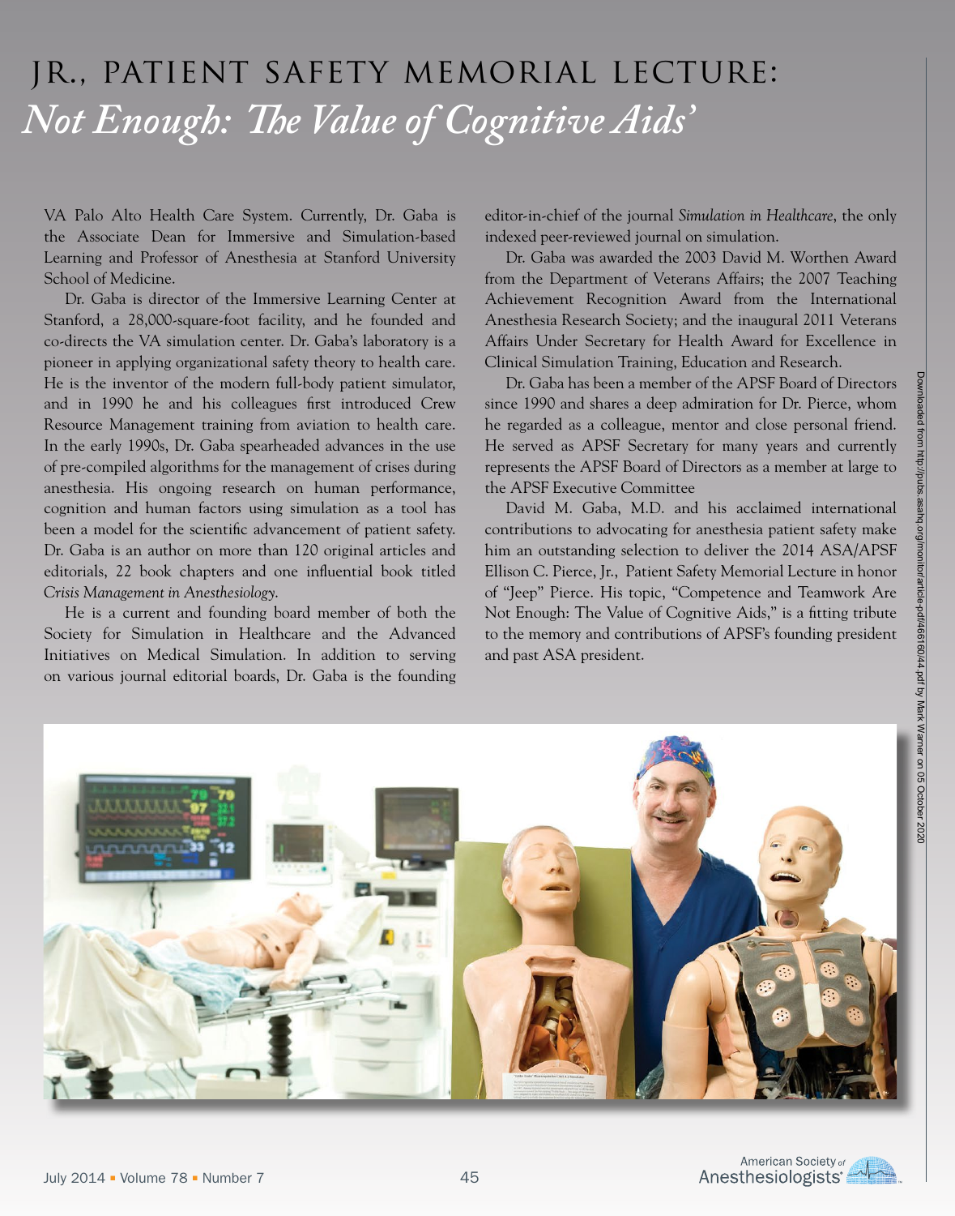# Jr., Patient Safety Memorial Lecture: *Not Enough: The Value of Cognitive Aids'*

VA Palo Alto Health Care System. Currently, Dr. Gaba is the Associate Dean for Immersive and Simulation-based Learning and Professor of Anesthesia at Stanford University School of Medicine.

Dr. Gaba is director of the Immersive Learning Center at Stanford, a 28,000-square-foot facility, and he founded and co-directs the VA simulation center. Dr. Gaba's laboratory is a pioneer in applying organizational safety theory to health care. He is the inventor of the modern full-body patient simulator, and in 1990 he and his colleagues first introduced Crew Resource Management training from aviation to health care. In the early 1990s, Dr. Gaba spearheaded advances in the use of pre-compiled algorithms for the management of crises during anesthesia. His ongoing research on human performance, cognition and human factors using simulation as a tool has been a model for the scientific advancement of patient safety. Dr. Gaba is an author on more than 120 original articles and editorials, 22 book chapters and one influential book titled *Crisis Management in Anesthesiology*.

He is a current and founding board member of both the Society for Simulation in Healthcare and the Advanced Initiatives on Medical Simulation. In addition to serving on various journal editorial boards, Dr. Gaba is the founding editor-in-chief of the journal *Simulation in Healthcare*, the only indexed peer-reviewed journal on simulation.

Dr. Gaba was awarded the 2003 David M. Worthen Award from the Department of Veterans Affairs; the 2007 Teaching Achievement Recognition Award from the International Anesthesia Research Society; and the inaugural 2011 Veterans Affairs Under Secretary for Health Award for Excellence in Clinical Simulation Training, Education and Research.

Dr. Gaba has been a member of the APSF Board of Directors since 1990 and shares a deep admiration for Dr. Pierce, whom he regarded as a colleague, mentor and close personal friend. He served as APSF Secretary for many years and currently represents the APSF Board of Directors as a member at large to the APSF Executive Committee

David M. Gaba, M.D. and his acclaimed international contributions to advocating for anesthesia patient safety make him an outstanding selection to deliver the 2014 ASA/APSF Ellison C. Pierce, Jr., Patient Safety Memorial Lecture in honor of "Jeep" Pierce. His topic, "Competence and Teamwork Are Not Enough: The Value of Cognitive Aids," is a fitting tribute to the memory and contributions of APSF's founding president and past ASA president.